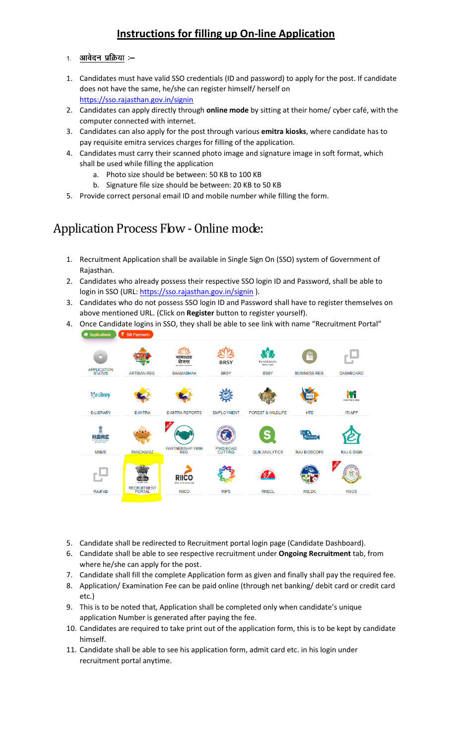# Instructions for filling up On-line Application

1. **आवेदन प्रक्रिया :–**

1. Candidates must have valid SSO credentials (ID and password) to apply for the post. If candidate does not have the same, he/she can register himself/ herself on https://sso.rajasthan.gov.in/signin
2. Candidates can apply directly through **online mode** by sitting at their home/ cyber café, with the computer connected with internet.
3. Candidates can also apply for the post through various **emitra kiosks**, where candidate has to pay requisite emitra services charges for filling of the application.
4. Candidates must carry their scanned photo image and signature image in soft format, which shall be used while filling the application
   a. Photo size should be between: 50 KB to 100 KB
   b. Signature file size should be between: 20 KB to 50 KB
5. Provide correct personal email ID and mobile number while filling the form.

## Application Process Flow - Online mode:

1. Recruitment Application shall be available in Single Sign On (SSO) system of Government of Rajasthan.
2. Candidates who already possess their respective SSO login ID and Password, shall be able to login in SSO (URL: https://sso.rajasthan.gov.in/signin ).
3. Candidates who do not possess SSO login ID and Password shall have to register themselves on above mentioned URL. (Click on **Register** button to register yourself).
4. Once Candidate logins in SSO, they shall be able to see link with name "Recruitment Portal"
5. Candidate shall be redirected to Recruitment portal login page (Candidate Dashboard).
6. Candidate shall be able to see respective recruitment under **Ongoing Recruitment** tab, from where he/she can apply for the post.
7. Candidate shall fill the complete Application form as given and finally shall pay the required fee.
8. Application/ Examination Fee can be paid online (through net banking/ debit card or credit card etc.)
9. This is to be noted that, Application shall be completed only when candidate's unique application Number is generated after paying the fee.
10. Candidates are required to take print out of the application form, this is to be kept by candidate himself.
11. Candidate shall be able to see his application form, admit card etc. in his login under recruitment portal anytime.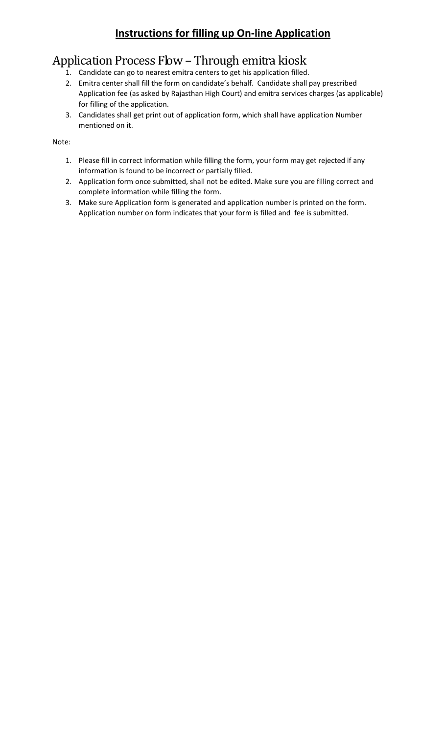## **Instructions for filling up On-line Application**

# Application Process Flow – Through emitra kiosk

1. Candidate can go to nearest emitra centers to get his application filled.
2. Emitra center shall fill the form on candidate's behalf. Candidate shall pay prescribed Application fee (as asked by Rajasthan High Court) and emitra services charges (as applicable) for filling of the application.
3. Candidates shall get print out of application form, which shall have application Number mentioned on it.

Note:

1. Please fill in correct information while filling the form, your form may get rejected if any information is found to be incorrect or partially filled.
2. Application form once submitted, shall not be edited. Make sure you are filling correct and complete information while filling the form.
3. Make sure Application form is generated and application number is printed on the form. Application number on form indicates that your form is filled and fee is submitted.